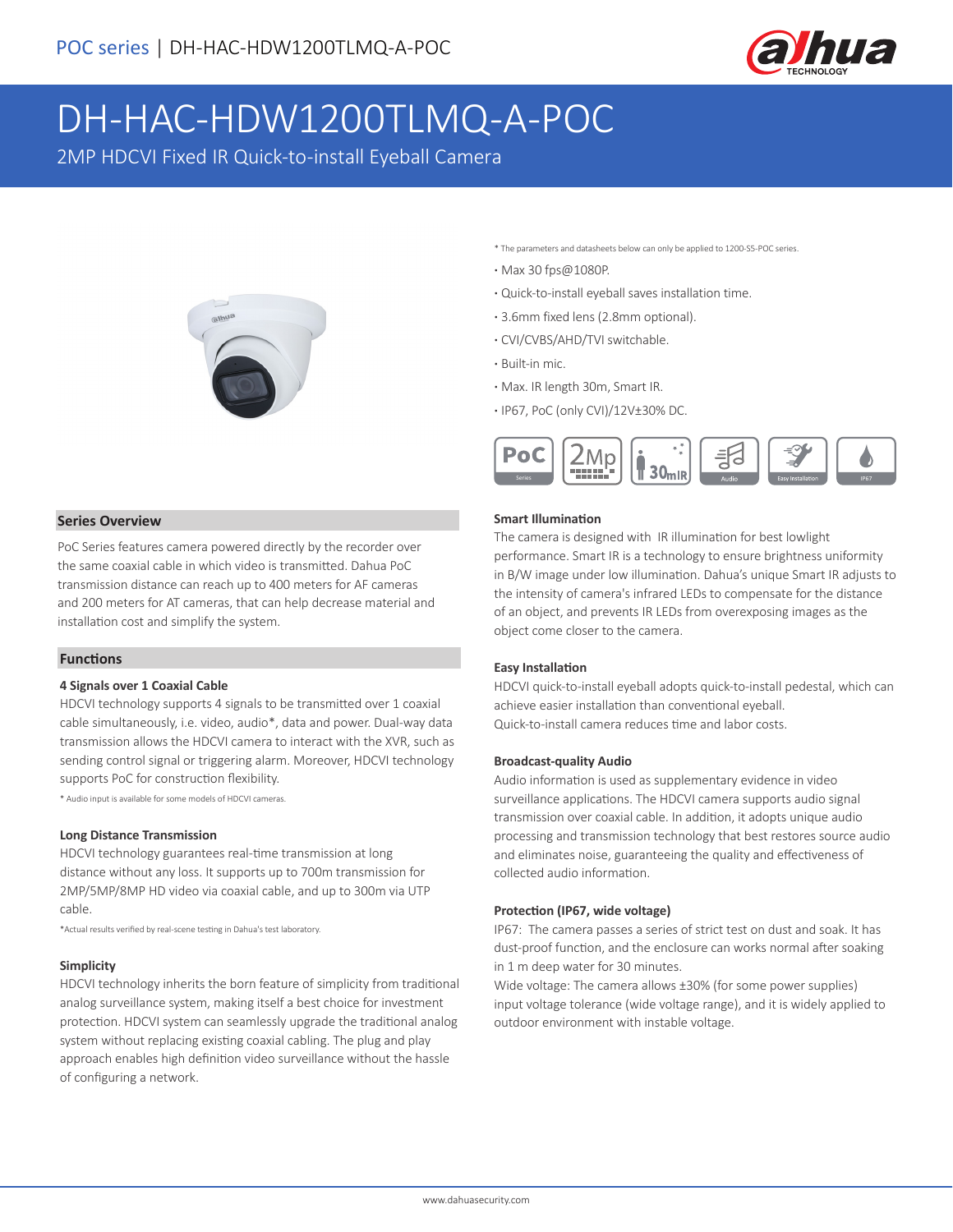# DH-HAC-HDW1200TLMQ-A-POC

2MP HDCVI Fixed IR Quick-to-install Eyeball Camera

\* The parameters and datasheets below can only be applied to 1200-SS-POC series.

- Max 30 fps@1080P.
- Quick-to-install eyeball saves installation time.
- 3.6mm fixed lens (2.8mm optional).
- CVI/CVBS/AHD/TVI switchable.
- Built-in mic.
- Max. IR length 30m, Smart IR.
- IP67, PoC (only CVI)/12V±30% DC.

## Series Overview

PoC Series features camera powered directly by the recorder over the same coaxial cable in which video is transmitted. Dahua PoC transmission distance can reach up to 400 meters for AF cameras and 200 meters for AT cameras, that can help decrease material and installation cost and simplify the system.

## Functions

### 4 Signals over 1 Coaxial Cable

HDCVI technology supports 4 signals to be transmitted over 1 coaxial cable simultaneously, i.e. video, audio*, data and power. Dual-way data transmission allows the HDCVI camera to interact with the XVR, such as sending control signal or triggering alarm. Moreover, HDCVI technology supports PoC for construction flexibility.

\* Audio input is available for some models of HDCVI cameras.

### Long Distance Transmission

HDCVI technology guarantees real-time transmission at long distance without any loss. It supports up to 700m transmission for 2MP/5MP/8MP HD video via coaxial cable, and up to 300m via UTP cable.

\*Actual results verified by real-scene testing in Dahua's test laboratory.

### Simplicity

HDCVI technology inherits the born feature of simplicity from traditional analog surveillance system, making itself a best choice for investment protection. HDCVI system can seamlessly upgrade the traditional analog system without replacing existing coaxial cabling. The plug and play approach enables high definition video surveillance without the hassle of configuring a network.

### Smart Illumination

The camera is designed with IR illumination for best lowlight performance. Smart IR is a technology to ensure brightness uniformity in B/W image under low illumination. Dahua's unique Smart IR adjusts to the intensity of camera's infrared LEDs to compensate for the distance of an object, and prevents IR LEDs from overexposing images as the object come closer to the camera.

### Easy Installation

HDCVI quick-to-install eyeball adopts quick-to-install pedestal, which can achieve easier installation than conventional eyeball.
Quick-to-install camera reduces time and labor costs.

### Broadcast-quality Audio

Audio information is used as supplementary evidence in video surveillance applications. The HDCVI camera supports audio signal transmission over coaxial cable. In addition, it adopts unique audio processing and transmission technology that best restores source audio and eliminates noise, guaranteeing the quality and effectiveness of collected audio information.

### Protection (IP67, wide voltage)

IP67: The camera passes a series of strict test on dust and soak. It has dust-proof function, and the enclosure can works normal after soaking in 1 m deep water for 30 minutes.
Wide voltage: The camera allows ±30% (for some power supplies) input voltage tolerance (wide voltage range), and it is widely applied to outdoor environment with instable voltage.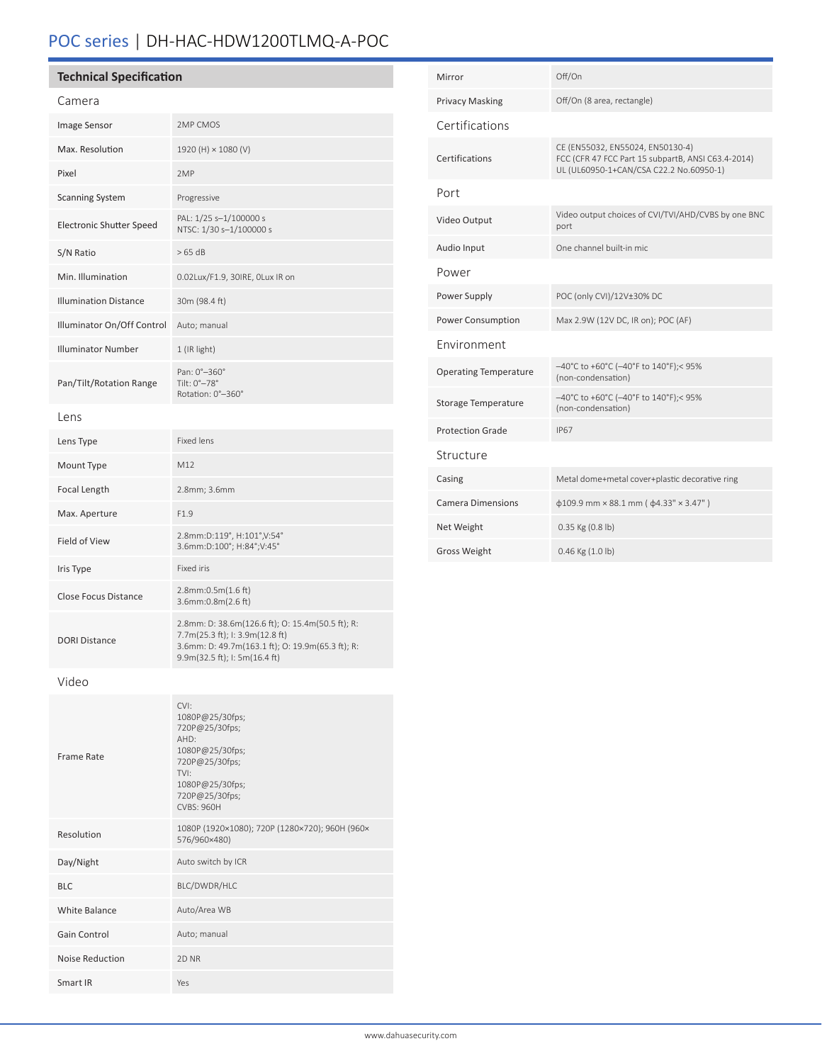# POC series | DH-HAC-HDW1200TLMQ-A-POC

## Technical Specification

### Camera

| | |
|---|---|
| Image Sensor | 2MP CMOS |
| Max. Resolution | 1920 (H) × 1080 (V) |
| Pixel | 2MP |
| Scanning System | Progressive |
| Electronic Shutter Speed | PAL: 1/25 s–1/100000 s<br>NTSC: 1/30 s–1/100000 s |
| S/N Ratio | > 65 dB |
| Min. Illumination | 0.02Lux/F1.9, 30IRE, 0Lux IR on |
| Illumination Distance | 30m (98.4 ft) |
| Illuminator On/Off Control | Auto; manual |
| Illuminator Number | 1 (IR light) |
| Pan/Tilt/Rotation Range | Pan: 0°–360°<br>Tilt: 0°–78°<br>Rotation: 0°–360° |

### Lens

| | |
|---|---|
| Lens Type | Fixed lens |
| Mount Type | M12 |
| Focal Length | 2.8mm; 3.6mm |
| Max. Aperture | F1.9 |
| Field of View | 2.8mm:D:119°, H:101°,V:54°<br>3.6mm:D:100°; H:84°;V:45° |
| Iris Type | Fixed iris |
| Close Focus Distance | 2.8mm:0.5m(1.6 ft)<br>3.6mm:0.8m(2.6 ft) |
| DORI Distance | 2.8mm: D: 38.6m(126.6 ft); O: 15.4m(50.5 ft); R: 7.7m(25.3 ft); I: 3.9m(12.8 ft)<br>3.6mm: D: 49.7m(163.1 ft); O: 19.9m(65.3 ft); R: 9.9m(32.5 ft); I: 5m(16.4 ft) |

### Video

| | |
|---|---|
| Frame Rate | CVI:<br>1080P@25/30fps;<br>720P@25/30fps;<br>AHD:<br>1080P@25/30fps;<br>720P@25/30fps;<br>TVI:<br>1080P@25/30fps;<br>720P@25/30fps;<br>CVBS: 960H |
| Resolution | 1080P (1920×1080); 720P (1280×720); 960H (960×576/960×480) |
| Day/Night | Auto switch by ICR |
| BLC | BLC/DWDR/HLC |
| White Balance | Auto/Area WB |
| Gain Control | Auto; manual |
| Noise Reduction | 2D NR |
| Smart IR | Yes |
| Mirror | Off/On |
| Privacy Masking | Off/On (8 area, rectangle) |

### Certifications

| | |
|---|---|
| Certifications | CE (EN55032, EN55024, EN50130-4)<br>FCC (CFR 47 FCC Part 15 subpartB, ANSI C63.4-2014)<br>UL (UL60950-1+CAN/CSA C22.2 No.60950-1) |

### Port

| | |
|---|---|
| Video Output | Video output choices of CVI/TVI/AHD/CVBS by one BNC port |
| Audio Input | One channel built-in mic |

### Power

| | |
|---|---|
| Power Supply | POC (only CVI)/12V±30% DC |
| Power Consumption | Max 2.9W (12V DC, IR on); POC (AF) |

### Environment

| | |
|---|---|
| Operating Temperature | –40°C to +60°C (–40°F to 140°F);< 95% (non-condensation) |
| Storage Temperature | –40°C to +60°C (–40°F to 140°F);< 95% (non-condensation) |
| Protection Grade | IP67 |

### Structure

| | |
|---|---|
| Casing | Metal dome+metal cover+plastic decorative ring |
| Camera Dimensions | ϕ109.9 mm × 88.1 mm ( ϕ4.33" × 3.47" ) |
| Net Weight | 0.35 Kg (0.8 lb) |
| Gross Weight | 0.46 Kg (1.0 lb) |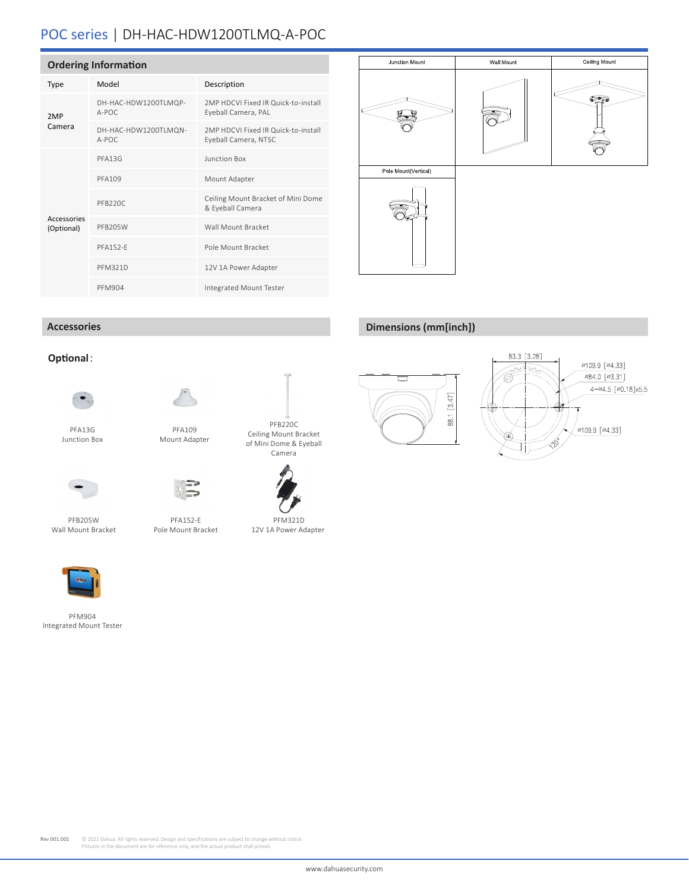# POC series | DH-HAC-HDW1200TLMQ-A-POC

## Ordering Information

| Type | Model | Description |
|---|---|---|
| 2MP Camera | DH-HAC-HDW1200TLMQP-A-POC | 2MP HDCVI Fixed IR Quick-to-install Eyeball Camera, PAL |
| | DH-HAC-HDW1200TLMQN-A-POC | 2MP HDCVI Fixed IR Quick-to-install Eyeball Camera, NTSC |
| Accessories (Optional) | PFA13G | Junction Box |
| | PFA109 | Mount Adapter |
| | PFB220C | Ceiling Mount Bracket of Mini Dome & Eyeball Camera |
| | PFB205W | Wall Mount Bracket |
| | PFA152-E | Pole Mount Bracket |
| | PFM321D | 12V 1A Power Adapter |
| | PFM904 | Integrated Mount Tester |

Junction Mount

Wall Mount

Ceiling Mount

Pole Mount(Vertical)

## Accessories

**Optional:**

PFA13G
Junction Box

PFA109
Mount Adapter

PFB220C
Ceiling Mount Bracket of Mini Dome & Eyeball Camera

PFB205W
Wall Mount Bracket

PFA152-E
Pole Mount Bracket

PFM321D
12V 1A Power Adapter

PFM904
Integrated Mount Tester

## Dimensions (mm[inch])

83.3 [3.28]

88.1 [3.47]

ø109.9 [ø4.33]

ø84.0 [ø3.31]

4−ø4.5 [ø0.18]x5.5

ø109.9 [ø4.33]

120°

Rev 001.001 © 2021 Dahua. All rights reserved. Design and specifications are subject to change without notice.
Pictures in the document are for reference only, and the actual product shall prevail.

www.dahuasecurity.com